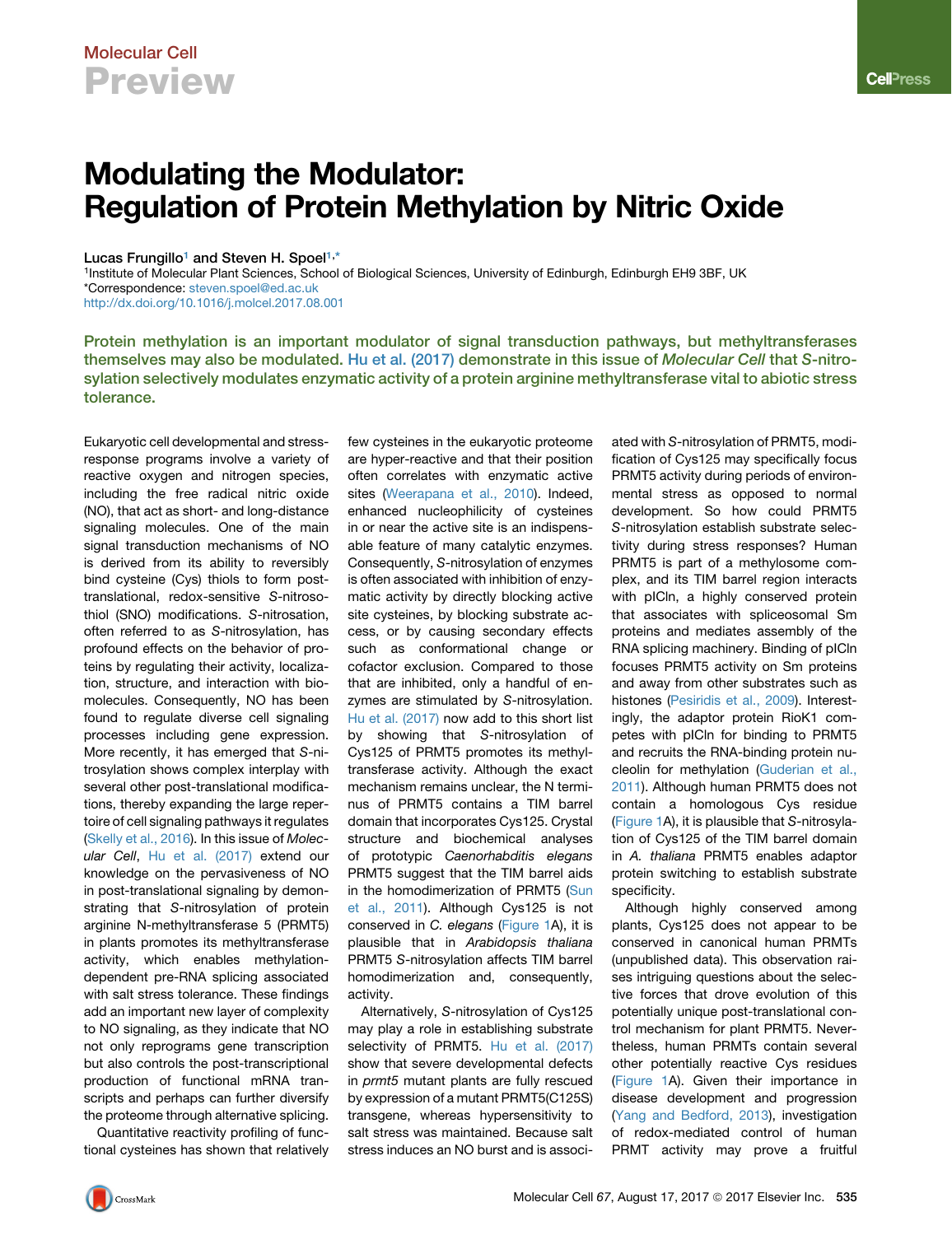Molecular Cell

Preview

# Modulating the Modulator: Regulation of Protein Methylation by Nitric Oxide

Lucas Frungillo[1] and Steven H. Spoel[1,*]

[1]Institute of Molecular Plant Sciences, School of Biological Sciences, University of Edinburgh, Edinburgh EH9 3BF, UK

*Correspondence: steven.spoel@ed.ac.uk

http://dx.doi.org/10.1016/j.molcel.2017.08.001

**Protein methylation is an important modulator of signal transduction pathways, but methyltransferases themselves may also be modulated. Hu et al. (2017) demonstrate in this issue of *Molecular Cell* that *S*-nitrosylation selectively modulates enzymatic activity of a protein arginine methyltransferase vital to abiotic stress tolerance.**

Eukaryotic cell developmental and stress-response programs involve a variety of reactive oxygen and nitrogen species, including the free radical nitric oxide (NO), that act as short- and long-distance signaling molecules. One of the main signal transduction mechanisms of NO is derived from its ability to reversibly bind cysteine (Cys) thiols to form post-translational, redox-sensitive *S*-nitrosothiol (SNO) modifications. *S*-nitrosation, often referred to as *S*-nitrosylation, has profound effects on the behavior of proteins by regulating their activity, localization, structure, and interaction with biomolecules. Consequently, NO has been found to regulate diverse cell signaling processes including gene expression. More recently, it has emerged that *S*-nitrosylation shows complex interplay with several other post-translational modifications, thereby expanding the large repertoire of cell signaling pathways it regulates (Skelly et al., 2016). In this issue of *Molecular Cell*, Hu et al. (2017) extend our knowledge on the pervasiveness of NO in post-translational signaling by demonstrating that *S*-nitrosylation of protein arginine N-methyltransferase 5 (PRMT5) in plants promotes its methyltransferase activity, which enables methylation-dependent pre-RNA splicing associated with salt stress tolerance. These findings add an important new layer of complexity to NO signaling, as they indicate that NO not only reprograms gene transcription but also controls the post-transcriptional production of functional mRNA transcripts and perhaps can further diversify the proteome through alternative splicing.

Quantitative reactivity profiling of functional cysteines has shown that relatively few cysteines in the eukaryotic proteome are hyper-reactive and that their position often correlates with enzymatic active sites (Weerapana et al., 2010). Indeed, enhanced nucleophilicity of cysteines in or near the active site is an indispensable feature of many catalytic enzymes. Consequently, *S*-nitrosylation of enzymes is often associated with inhibition of enzymatic activity by directly blocking active site cysteines, by blocking substrate access, or by causing secondary effects such as conformational change or cofactor exclusion. Compared to those that are inhibited, only a handful of enzymes are stimulated by *S*-nitrosylation. Hu et al. (2017) now add to this short list by showing that *S*-nitrosylation of Cys125 of PRMT5 promotes its methyltransferase activity. Although the exact mechanism remains unclear, the N terminus of PRMT5 contains a TIM barrel domain that incorporates Cys125. Crystal structure and biochemical analyses of prototypic *Caenorhabditis elegans* PRMT5 suggest that the TIM barrel aids in the homodimerization of PRMT5 (Sun et al., 2011). Although Cys125 is not conserved in *C. elegans* (Figure 1A), it is plausible that in *Arabidopsis thaliana* PRMT5 *S*-nitrosylation affects TIM barrel homodimerization and, consequently, activity.

Alternatively, *S*-nitrosylation of Cys125 may play a role in establishing substrate selectivity of PRMT5. Hu et al. (2017) show that severe developmental defects in *prmt5* mutant plants are fully rescued by expression of a mutant PRMT5(C125S) transgene, whereas hypersensitivity to salt stress was maintained. Because salt stress induces an NO burst and is associated with *S*-nitrosylation of PRMT5, modification of Cys125 may specifically focus PRMT5 activity during periods of environmental stress as opposed to normal development. So how could PRMT5 *S*-nitrosylation establish substrate selectivity during stress responses? Human PRMT5 is part of a methylosome complex, and its TIM barrel region interacts with pICln, a highly conserved protein that associates with spliceosomal Sm proteins and mediates assembly of the RNA splicing machinery. Binding of pICln focuses PRMT5 activity on Sm proteins and away from other substrates such as histones (Pesiridis et al., 2009). Interestingly, the adaptor protein RioK1 competes with pICln for binding to PRMT5 and recruits the RNA-binding protein nucleolin for methylation (Guderian et al., 2011). Although human PRMT5 does not contain a homologous Cys residue (Figure 1A), it is plausible that *S*-nitrosylation of Cys125 of the TIM barrel domain in *A. thaliana* PRMT5 enables adaptor protein switching to establish substrate specificity.

Although highly conserved among plants, Cys125 does not appear to be conserved in canonical human PRMTs (unpublished data). This observation raises intriguing questions about the selective forces that drove evolution of this potentially unique post-translational control mechanism for plant PRMT5. Nevertheless, human PRMTs contain several other potentially reactive Cys residues (Figure 1A). Given their importance in disease development and progression (Yang and Bedford, 2013), investigation of redox-mediated control of human PRMT activity may prove a fruitful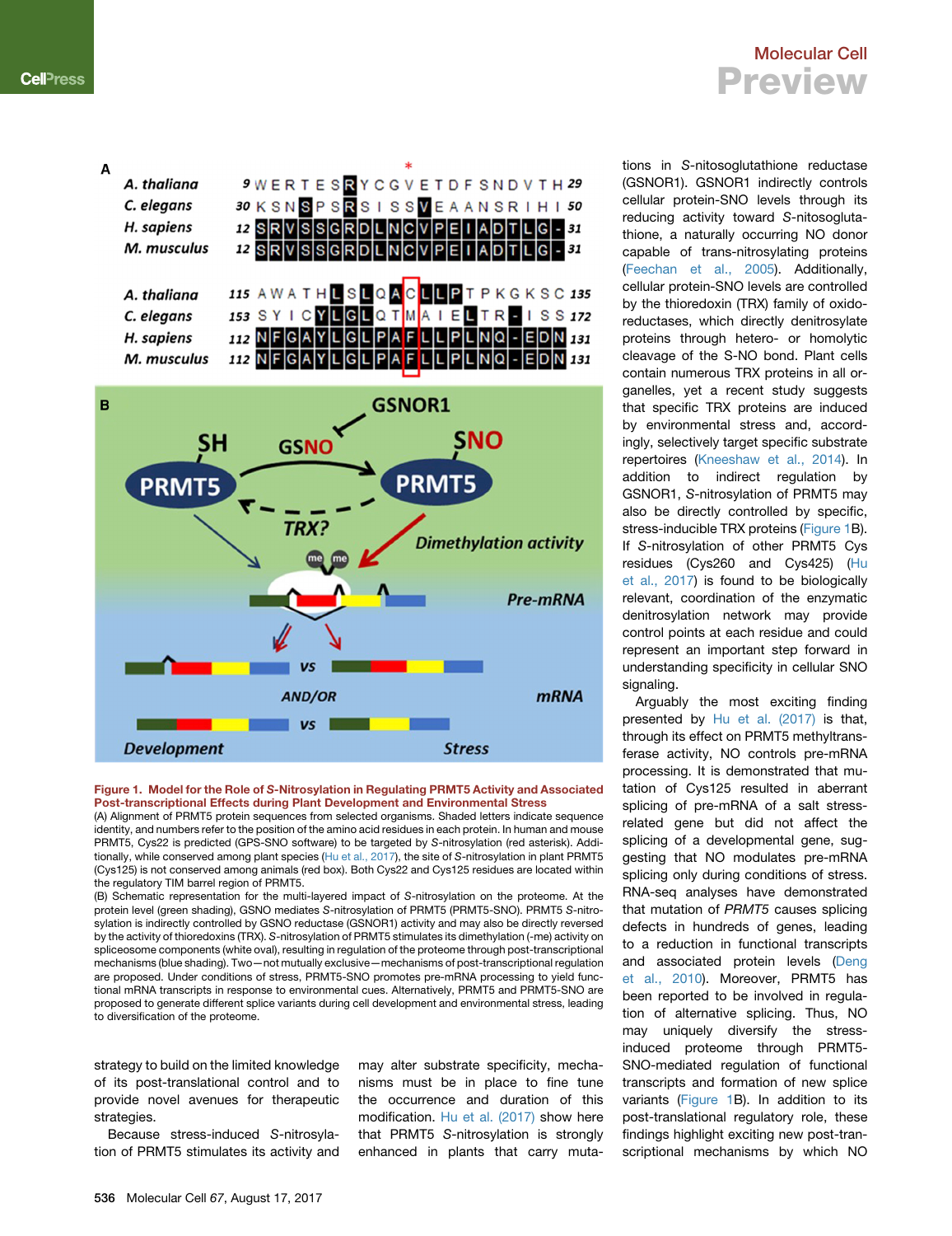**Figure 1. Model for the Role of *S*-Nitrosylation in Regulating PRMT5 Activity and Associated Post-transcriptional Effects during Plant Development and Environmental Stress**

(A) Alignment of PRMT5 protein sequences from selected organisms. Shaded letters indicate sequence identity, and numbers refer to the position of the amino acid residues in each protein. In human and mouse PRMT5, Cys22 is predicted (GPS-SNO software) to be targeted by *S*-nitrosylation (red asterisk). Additionally, while conserved among plant species (Hu et al., 2017), the site of *S*-nitrosylation in plant PRMT5 (Cys125) is not conserved among animals (red box). Both Cys22 and Cys125 residues are located within the regulatory TIM barrel region of PRMT5.

(B) Schematic representation for the multi-layered impact of *S*-nitrosylation on the proteome. At the protein level (green shading), GSNO mediates *S*-nitrosylation of PRMT5 (PRMT5-SNO). PRMT5 *S*-nitrosylation is indirectly controlled by GSNO reductase (GSNOR1) activity and may also be directly reversed by the activity of thioredoxins (TRX). *S*-nitrosylation of PRMT5 stimulates its dimethylation (-me) activity on spliceosome components (white oval), resulting in regulation of the proteome through post-transcriptional mechanisms (blue shading). Two—not mutually exclusive—mechanisms of post-transcriptional regulation are proposed. Under conditions of stress, PRMT5-SNO promotes pre-mRNA processing to yield functional mRNA transcripts in response to environmental cues. Alternatively, PRMT5 and PRMT5-SNO are proposed to generate different splice variants during cell development and environmental stress, leading to diversification of the proteome.

strategy to build on the limited knowledge of its post-translational control and to provide novel avenues for therapeutic strategies.

Because stress-induced *S*-nitrosylation of PRMT5 stimulates its activity and may alter substrate specificity, mechanisms must be in place to fine tune the occurrence and duration of this modification. Hu et al. (2017) show here that PRMT5 *S*-nitrosylation is strongly enhanced in plants that carry mutations in *S*-nitosoglutathione reductase (GSNOR1). GSNOR1 indirectly controls cellular protein-SNO levels through its reducing activity toward *S*-nitrosoglutathione, a naturally occurring NO donor capable of trans-nitrosylating proteins (Feechan et al., 2005). Additionally, cellular protein-SNO levels are controlled by the thioredoxin (TRX) family of oxidoreductases, which directly denitrosylate proteins through hetero- or homolytic cleavage of the S-NO bond. Plant cells contain numerous TRX proteins in all organelles, yet a recent study suggests that specific TRX proteins are induced by environmental stress and, accordingly, selectively target specific substrate repertoires (Kneeshaw et al., 2014). In addition to indirect regulation by GSNOR1, *S*-nitrosylation of PRMT5 may also be directly controlled by specific, stress-inducible TRX proteins (Figure 1B). If *S*-nitrosylation of other PRMT5 Cys residues (Cys260 and Cys425) (Hu et al., 2017) is found to be biologically relevant, coordination of the enzymatic denitrosylation network may provide control points at each residue and could represent an important step forward in understanding specificity in cellular SNO signaling.

Arguably the most exciting finding presented by Hu et al. (2017) is that, through its effect on PRMT5 methyltransferase activity, NO controls pre-mRNA processing. It is demonstrated that mutation of Cys125 resulted in aberrant splicing of pre-mRNA of a salt stress-related gene but did not affect the splicing of a developmental gene, suggesting that NO modulates pre-mRNA splicing only during conditions of stress. RNA-seq analyses have demonstrated that mutation of *PRMT5* causes splicing defects in hundreds of genes, leading to a reduction in functional transcripts and associated protein levels (Deng et al., 2010). Moreover, PRMT5 has been reported to be involved in regulation of alternative splicing. Thus, NO may uniquely diversify the stress-induced proteome through PRMT5-SNO-mediated regulation of functional transcripts and formation of new splice variants (Figure 1B). In addition to its post-translational regulatory role, these findings highlight exciting new post-transcriptional mechanisms by which NO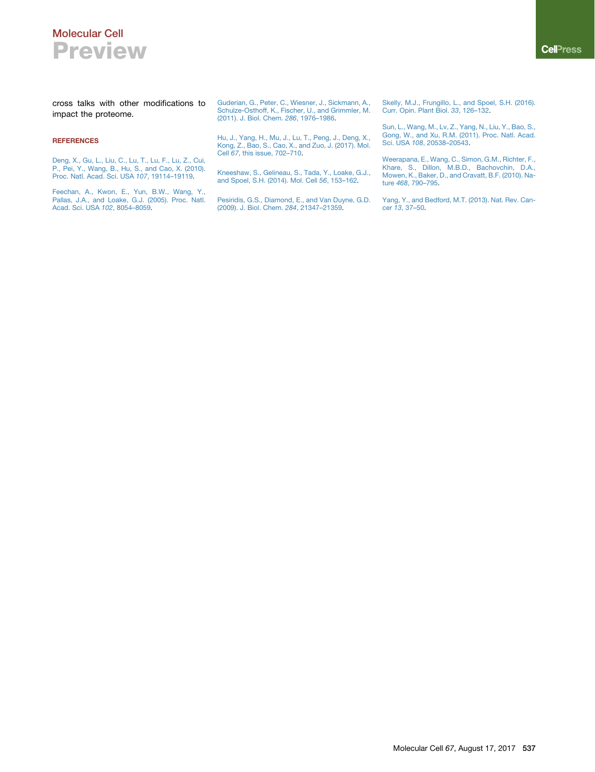cross talks with other modifications to impact the proteome.

## REFERENCES

Deng, X., Gu, L., Liu, C., Lu, T., Lu, F., Lu, Z., Cui, P., Pei, Y., Wang, B., Hu, S., and Cao, X. (2010). Proc. Natl. Acad. Sci. USA *107*, 19114–19119.

Feechan, A., Kwon, E., Yun, B.W., Wang, Y., Pallas, J.A., and Loake, G.J. (2005). Proc. Natl. Acad. Sci. USA *102*, 8054–8059.

Guderian, G., Peter, C., Wiesner, J., Sickmann, A., Schulze-Osthoff, K., Fischer, U., and Grimmler, M. (2011). J. Biol. Chem. *286*, 1976–1986.

Hu, J., Yang, H., Mu, J., Lu, T., Peng, J., Deng, X., Kong, Z., Bao, S., Cao, X., and Zuo, J. (2017). Mol. Cell *67*, this issue, 702–710.

Kneeshaw, S., Gelineau, S., Tada, Y., Loake, G.J., and Spoel, S.H. (2014). Mol. Cell *56*, 153–162.

Pesiridis, G.S., Diamond, E., and Van Duyne, G.D. (2009). J. Biol. Chem. *284*, 21347–21359.

Skelly, M.J., Frungillo, L., and Spoel, S.H. (2016). Curr. Opin. Plant Biol. *33*, 126–132.

Sun, L., Wang, M., Lv, Z., Yang, N., Liu, Y., Bao, S., Gong, W., and Xu, R.M. (2011). Proc. Natl. Acad. Sci. USA *108*, 20538–20543.

Weerapana, E., Wang, C., Simon, G.M., Richter, F., Khare, S., Dillon, M.B.D., Bachovchin, D.A., Mowen, K., Baker, D., and Cravatt, B.F. (2010). Nature *468*, 790–795.

Yang, Y., and Bedford, M.T. (2013). Nat. Rev. Cancer *13*, 37–50.